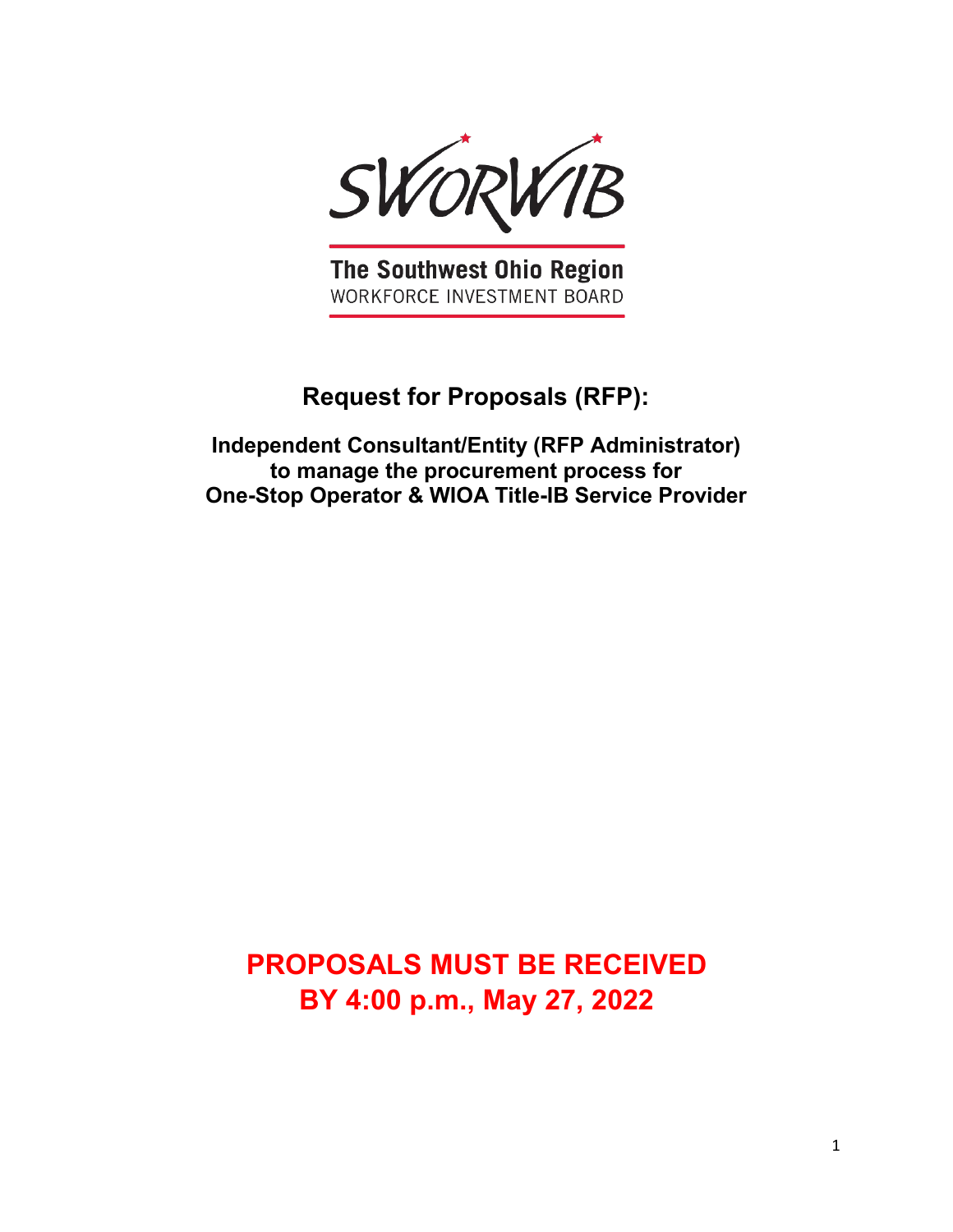SWORWIB

**The Southwest Ohio Region**
WORKFORCE INVESTMENT BOARD

# Request for Proposals (RFP):

## Independent Consultant/Entity (RFP Administrator) to manage the procurement process for One-Stop Operator & WIOA Title-IB Service Provider

# PROPOSALS MUST BE RECEIVED BY 4:00 p.m., May 27, 2022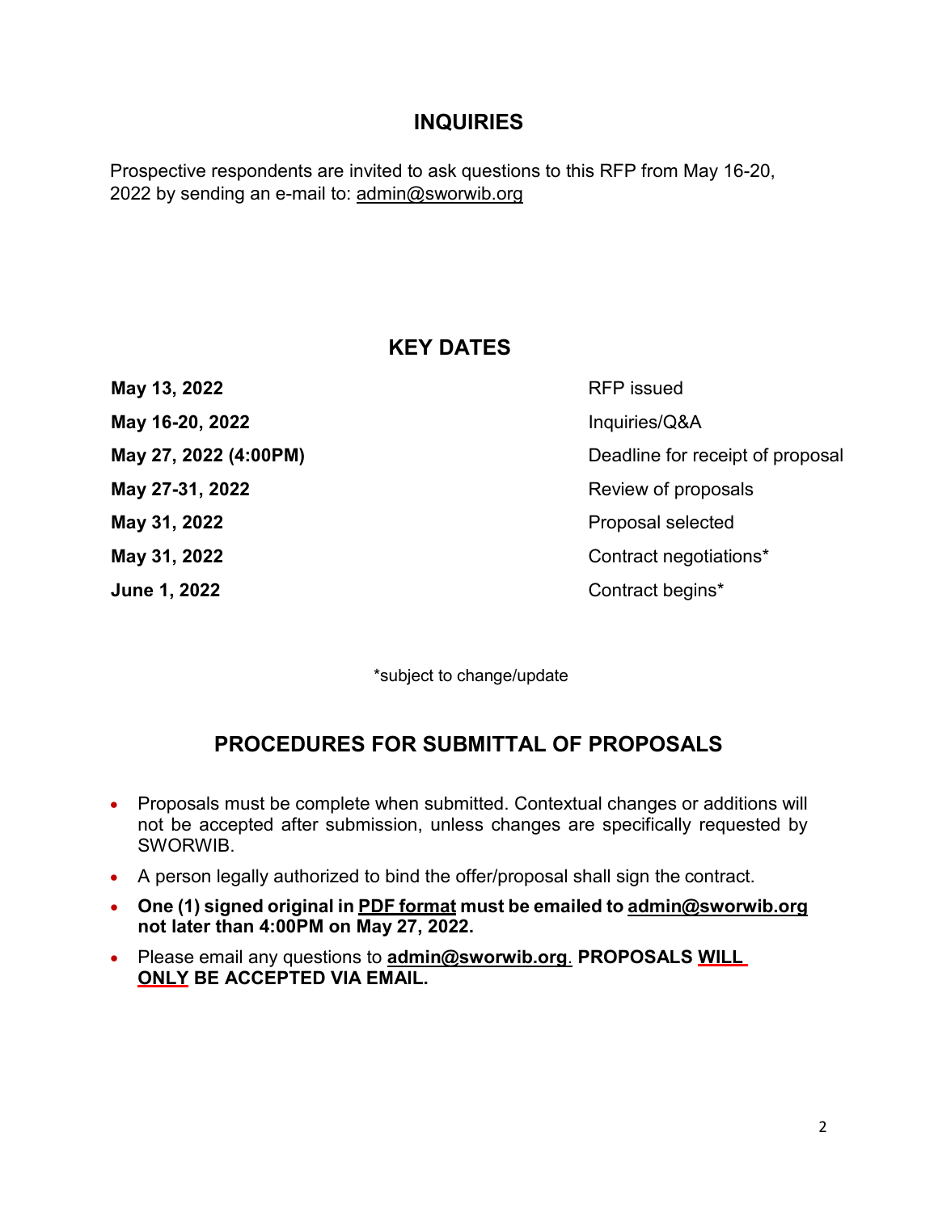## INQUIRIES

Prospective respondents are invited to ask questions to this RFP from May 16-20, 2022 by sending an e-mail to: admin@sworwib.org

## KEY DATES

| | |
|---|---|
| **May 13, 2022** | RFP issued |
| **May 16-20, 2022** | Inquiries/Q&A |
| **May 27, 2022 (4:00PM)** | Deadline for receipt of proposal |
| **May 27-31, 2022** | Review of proposals |
| **May 31, 2022** | Proposal selected |
| **May 31, 2022** | Contract negotiations* |
| **June 1, 2022** | Contract begins* |

*subject to change/update

## PROCEDURES FOR SUBMITTAL OF PROPOSALS

- Proposals must be complete when submitted. Contextual changes or additions will not be accepted after submission, unless changes are specifically requested by SWORWIB.
- A person legally authorized to bind the offer/proposal shall sign the contract.
- **One (1) signed original in PDF format must be emailed to admin@sworwib.org not later than 4:00PM on May 27, 2022.**
- Please email any questions to **admin@sworwib.org**. **PROPOSALS WILL ONLY BE ACCEPTED VIA EMAIL.**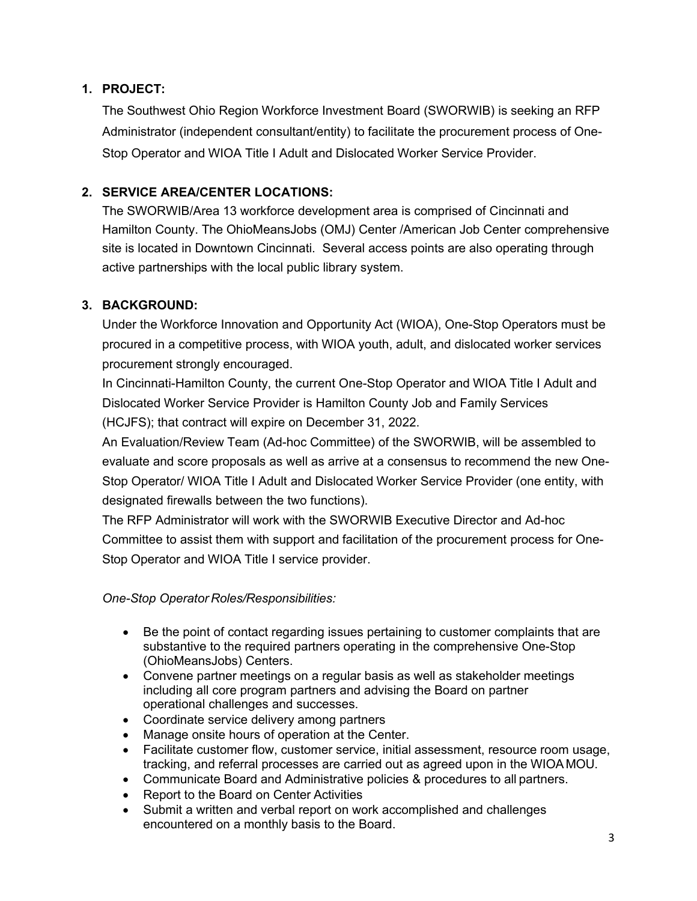## 1. PROJECT:

The Southwest Ohio Region Workforce Investment Board (SWORWIB) is seeking an RFP Administrator (independent consultant/entity) to facilitate the procurement process of One-Stop Operator and WIOA Title I Adult and Dislocated Worker Service Provider.

## 2. SERVICE AREA/CENTER LOCATIONS:

The SWORWIB/Area 13 workforce development area is comprised of Cincinnati and Hamilton County. The OhioMeansJobs (OMJ) Center /American Job Center comprehensive site is located in Downtown Cincinnati. Several access points are also operating through active partnerships with the local public library system.

## 3. BACKGROUND:

Under the Workforce Innovation and Opportunity Act (WIOA), One-Stop Operators must be procured in a competitive process, with WIOA youth, adult, and dislocated worker services procurement strongly encouraged.

In Cincinnati-Hamilton County, the current One-Stop Operator and WIOA Title I Adult and Dislocated Worker Service Provider is Hamilton County Job and Family Services (HCJFS); that contract will expire on December 31, 2022.

An Evaluation/Review Team (Ad-hoc Committee) of the SWORWIB, will be assembled to evaluate and score proposals as well as arrive at a consensus to recommend the new One-Stop Operator/ WIOA Title I Adult and Dislocated Worker Service Provider (one entity, with designated firewalls between the two functions).

The RFP Administrator will work with the SWORWIB Executive Director and Ad-hoc Committee to assist them with support and facilitation of the procurement process for One-Stop Operator and WIOA Title I service provider.

*One-Stop Operator Roles/Responsibilities:*

- Be the point of contact regarding issues pertaining to customer complaints that are substantive to the required partners operating in the comprehensive One-Stop (OhioMeansJobs) Centers.
- Convene partner meetings on a regular basis as well as stakeholder meetings including all core program partners and advising the Board on partner operational challenges and successes.
- Coordinate service delivery among partners
- Manage onsite hours of operation at the Center.
- Facilitate customer flow, customer service, initial assessment, resource room usage, tracking, and referral processes are carried out as agreed upon in the WIOA MOU.
- Communicate Board and Administrative policies & procedures to all partners.
- Report to the Board on Center Activities
- Submit a written and verbal report on work accomplished and challenges encountered on a monthly basis to the Board.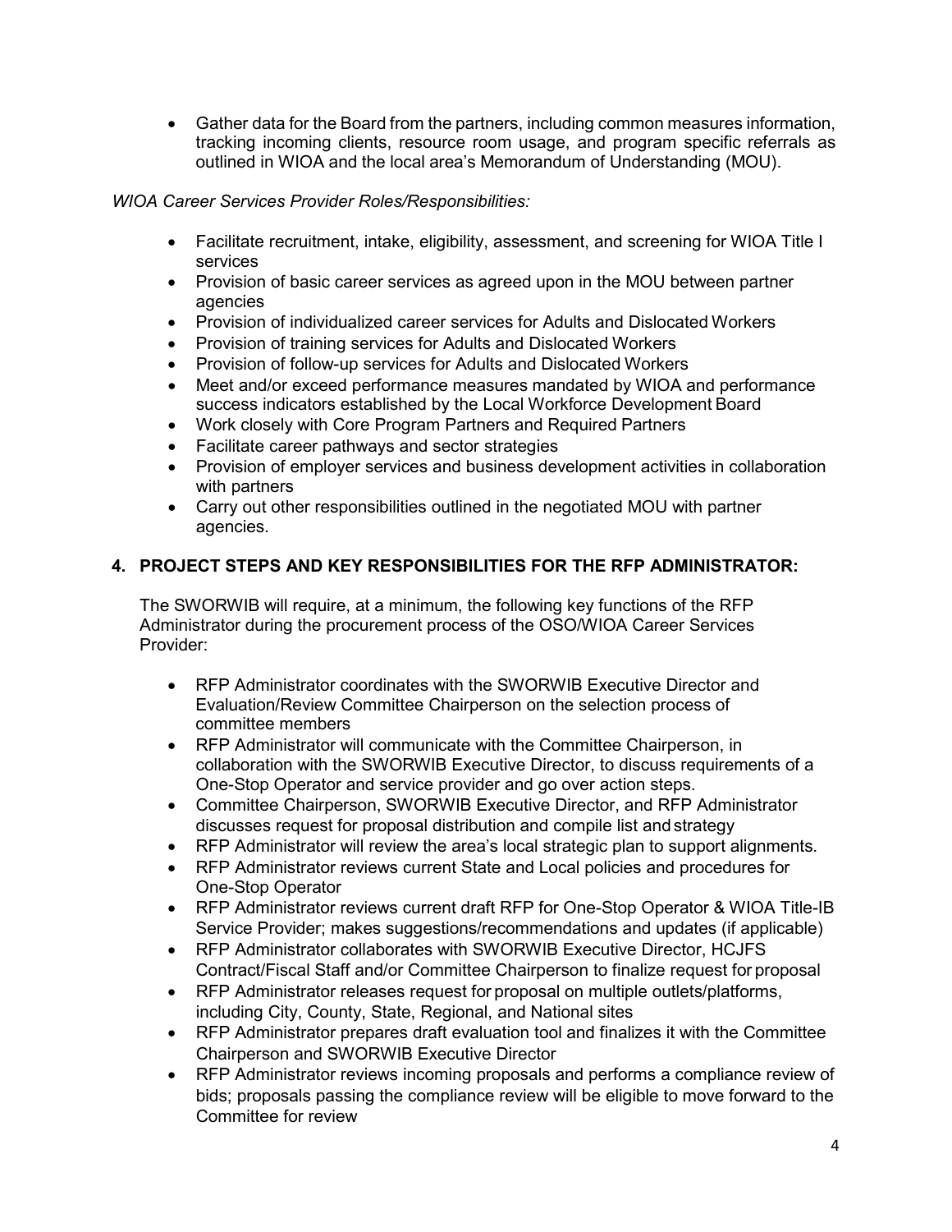- Gather data for the Board from the partners, including common measures information, tracking incoming clients, resource room usage, and program specific referrals as outlined in WIOA and the local area's Memorandum of Understanding (MOU).

*WIOA Career Services Provider Roles/Responsibilities:*

- Facilitate recruitment, intake, eligibility, assessment, and screening for WIOA Title I services
- Provision of basic career services as agreed upon in the MOU between partner agencies
- Provision of individualized career services for Adults and Dislocated Workers
- Provision of training services for Adults and Dislocated Workers
- Provision of follow-up services for Adults and Dislocated Workers
- Meet and/or exceed performance measures mandated by WIOA and performance success indicators established by the Local Workforce Development Board
- Work closely with Core Program Partners and Required Partners
- Facilitate career pathways and sector strategies
- Provision of employer services and business development activities in collaboration with partners
- Carry out other responsibilities outlined in the negotiated MOU with partner agencies.

## 4. PROJECT STEPS AND KEY RESPONSIBILITIES FOR THE RFP ADMINISTRATOR:

The SWORWIB will require, at a minimum, the following key functions of the RFP Administrator during the procurement process of the OSO/WIOA Career Services Provider:

- RFP Administrator coordinates with the SWORWIB Executive Director and Evaluation/Review Committee Chairperson on the selection process of committee members
- RFP Administrator will communicate with the Committee Chairperson, in collaboration with the SWORWIB Executive Director, to discuss requirements of a One-Stop Operator and service provider and go over action steps.
- Committee Chairperson, SWORWIB Executive Director, and RFP Administrator discusses request for proposal distribution and compile list and strategy
- RFP Administrator will review the area's local strategic plan to support alignments.
- RFP Administrator reviews current State and Local policies and procedures for One-Stop Operator
- RFP Administrator reviews current draft RFP for One-Stop Operator & WIOA Title-IB Service Provider; makes suggestions/recommendations and updates (if applicable)
- RFP Administrator collaborates with SWORWIB Executive Director, HCJFS Contract/Fiscal Staff and/or Committee Chairperson to finalize request for proposal
- RFP Administrator releases request for proposal on multiple outlets/platforms, including City, County, State, Regional, and National sites
- RFP Administrator prepares draft evaluation tool and finalizes it with the Committee Chairperson and SWORWIB Executive Director
- RFP Administrator reviews incoming proposals and performs a compliance review of bids; proposals passing the compliance review will be eligible to move forward to the Committee for review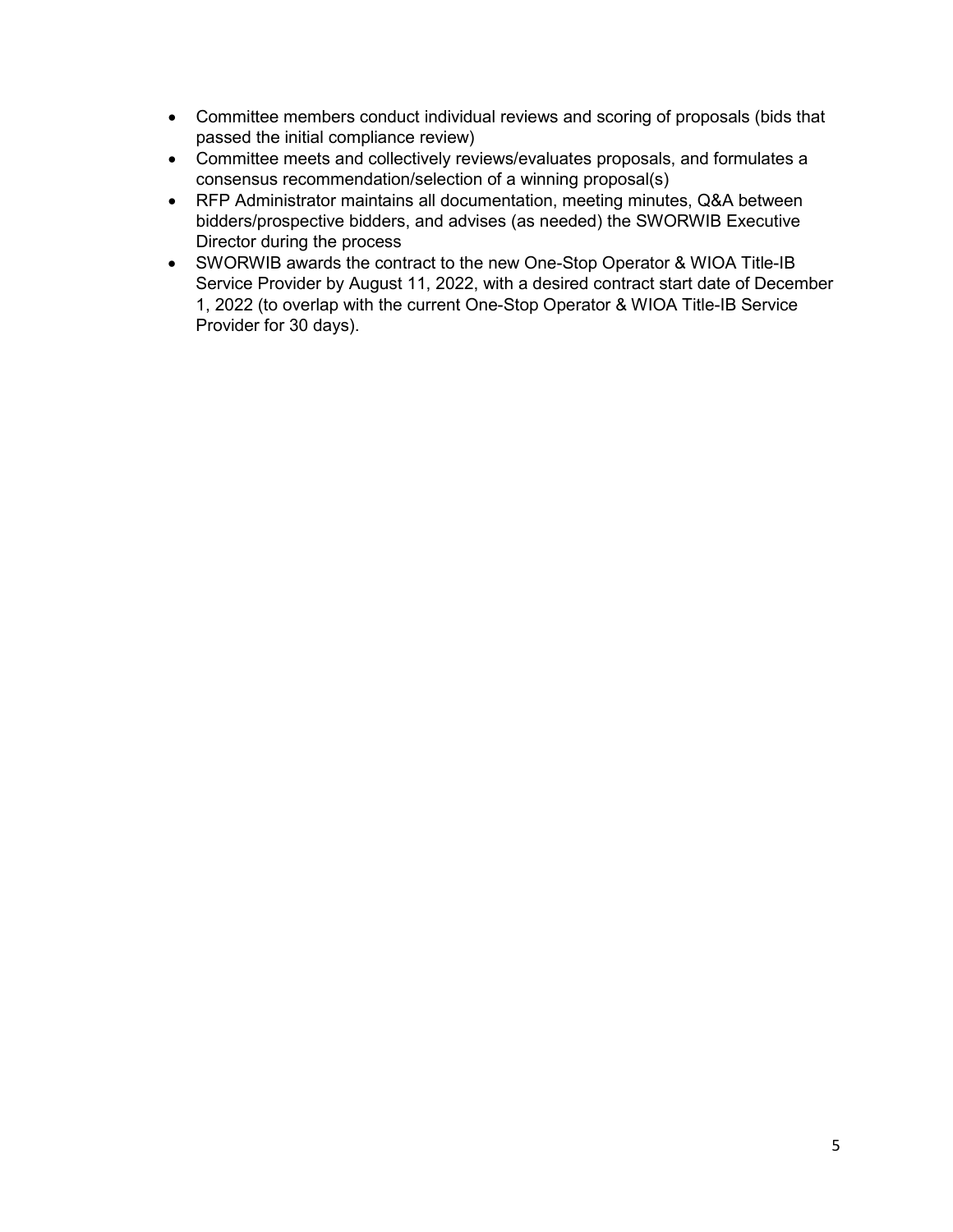- Committee members conduct individual reviews and scoring of proposals (bids that passed the initial compliance review)
- Committee meets and collectively reviews/evaluates proposals, and formulates a consensus recommendation/selection of a winning proposal(s)
- RFP Administrator maintains all documentation, meeting minutes, Q&A between bidders/prospective bidders, and advises (as needed) the SWORWIB Executive Director during the process
- SWORWIB awards the contract to the new One-Stop Operator & WIOA Title-IB Service Provider by August 11, 2022, with a desired contract start date of December 1, 2022 (to overlap with the current One-Stop Operator & WIOA Title-IB Service Provider for 30 days).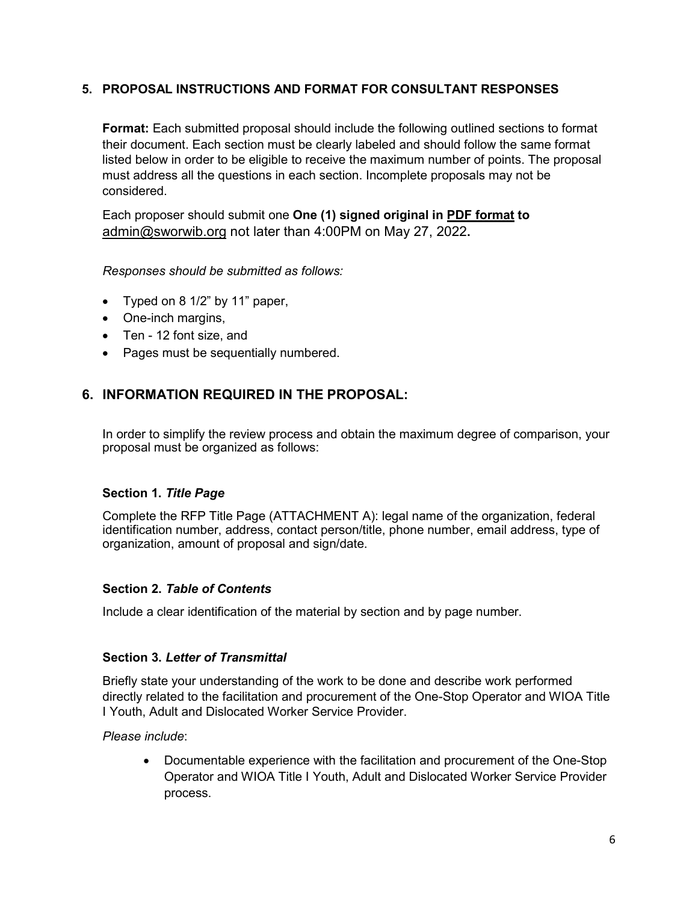## 5. PROPOSAL INSTRUCTIONS AND FORMAT FOR CONSULTANT RESPONSES

**Format:** Each submitted proposal should include the following outlined sections to format their document. Each section must be clearly labeled and should follow the same format listed below in order to be eligible to receive the maximum number of points. The proposal must address all the questions in each section. Incomplete proposals may not be considered.

Each proposer should submit one **One (1) signed original in <u>PDF format</u> to** admin@sworwib.org not later than 4:00PM on May 27, 2022**.**

*Responses should be submitted as follows:*

- Typed on 8 1/2" by 11" paper,
- One-inch margins,
- Ten - 12 font size, and
- Pages must be sequentially numbered.

## 6. INFORMATION REQUIRED IN THE PROPOSAL:

In order to simplify the review process and obtain the maximum degree of comparison, your proposal must be organized as follows:

### Section 1. *Title Page*

Complete the RFP Title Page (ATTACHMENT A): legal name of the organization, federal identification number, address, contact person/title, phone number, email address, type of organization, amount of proposal and sign/date.

### Section 2. *Table of Contents*

Include a clear identification of the material by section and by page number.

### Section 3. *Letter of Transmittal*

Briefly state your understanding of the work to be done and describe work performed directly related to the facilitation and procurement of the One-Stop Operator and WIOA Title I Youth, Adult and Dislocated Worker Service Provider.

*Please include*:

- Documentable experience with the facilitation and procurement of the One-Stop Operator and WIOA Title I Youth, Adult and Dislocated Worker Service Provider process.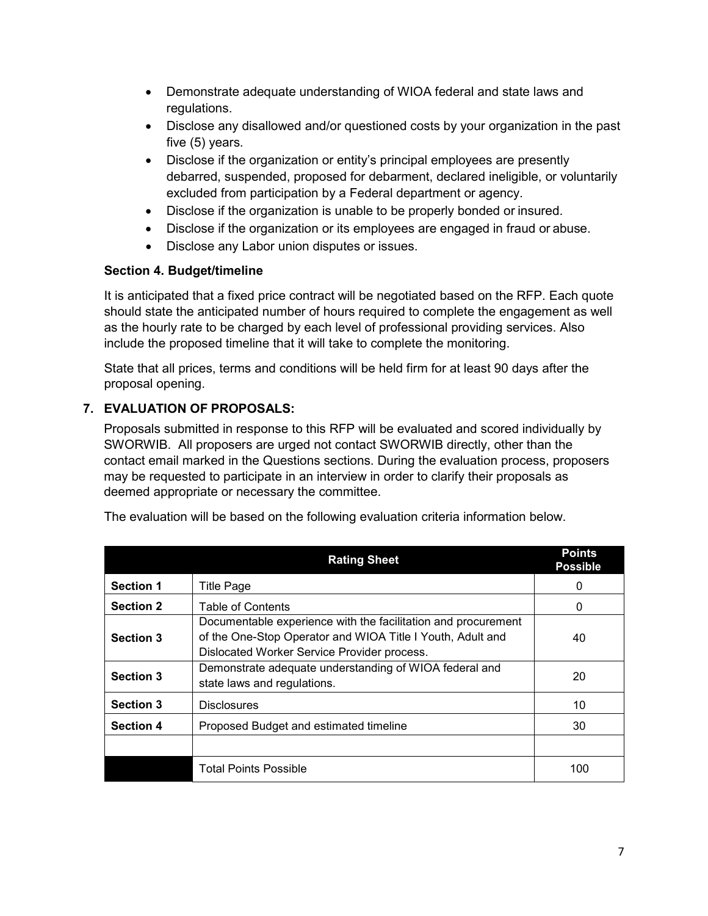- Demonstrate adequate understanding of WIOA federal and state laws and regulations.
- Disclose any disallowed and/or questioned costs by your organization in the past five (5) years.
- Disclose if the organization or entity's principal employees are presently debarred, suspended, proposed for debarment, declared ineligible, or voluntarily excluded from participation by a Federal department or agency.
- Disclose if the organization is unable to be properly bonded or insured.
- Disclose if the organization or its employees are engaged in fraud or abuse.
- Disclose any Labor union disputes or issues.

### Section 4. Budget/timeline

It is anticipated that a fixed price contract will be negotiated based on the RFP. Each quote should state the anticipated number of hours required to complete the engagement as well as the hourly rate to be charged by each level of professional providing services. Also include the proposed timeline that it will take to complete the monitoring.

State that all prices, terms and conditions will be held firm for at least 90 days after the proposal opening.

## 7. EVALUATION OF PROPOSALS:

Proposals submitted in response to this RFP will be evaluated and scored individually by SWORWIB. All proposers are urged not contact SWORWIB directly, other than the contact email marked in the Questions sections. During the evaluation process, proposers may be requested to participate in an interview in order to clarify their proposals as deemed appropriate or necessary the committee.

The evaluation will be based on the following evaluation criteria information below.

| | Rating Sheet | Points Possible |
|---|---|---|
| **Section 1** | Title Page | 0 |
| **Section 2** | Table of Contents | 0 |
| **Section 3** | Documentable experience with the facilitation and procurement of the One-Stop Operator and WIOA Title I Youth, Adult and Dislocated Worker Service Provider process. | 40 |
| **Section 3** | Demonstrate adequate understanding of WIOA federal and state laws and regulations. | 20 |
| **Section 3** | Disclosures | 10 |
| **Section 4** | Proposed Budget and estimated timeline | 30 |
| | | |
| | Total Points Possible | 100 |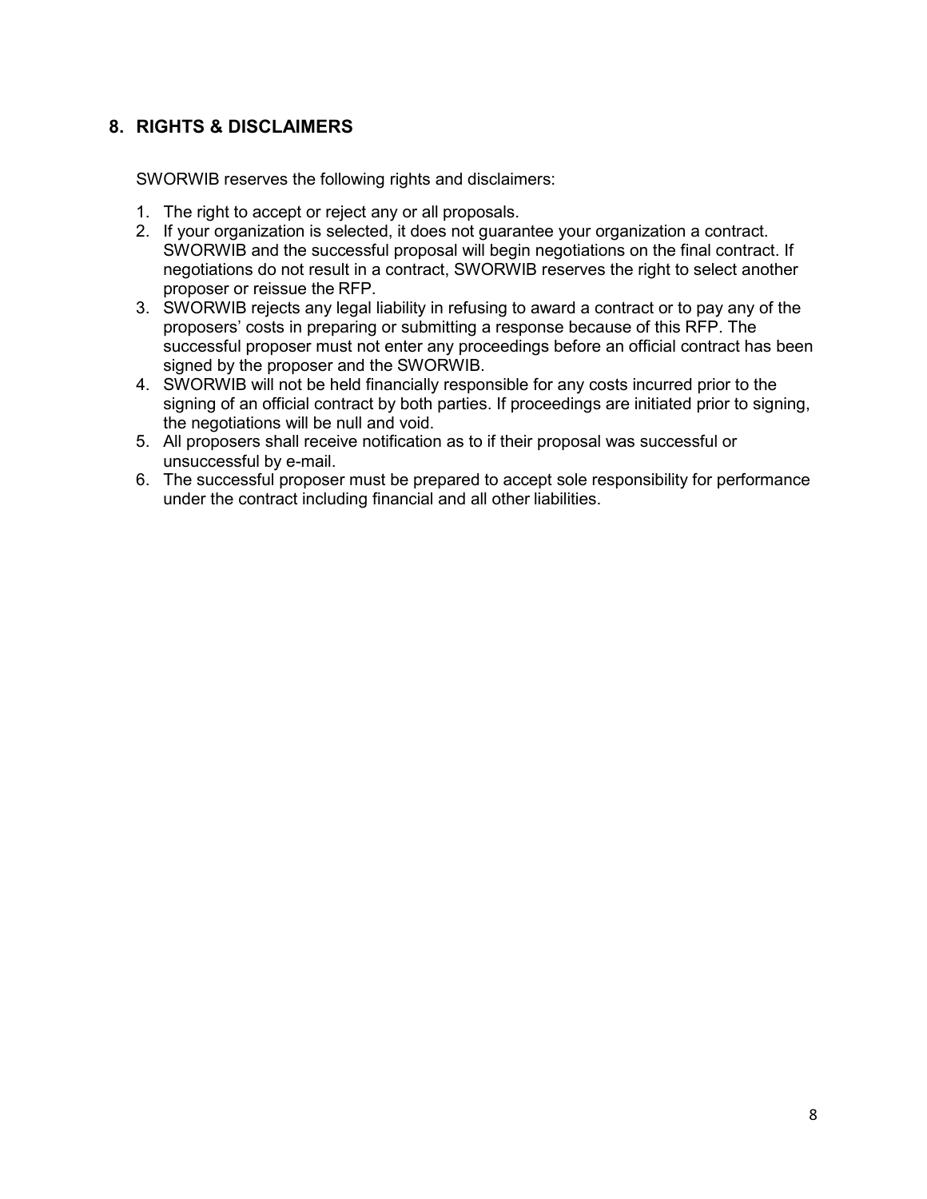## 8. RIGHTS & DISCLAIMERS

SWORWIB reserves the following rights and disclaimers:

1. The right to accept or reject any or all proposals.
2. If your organization is selected, it does not guarantee your organization a contract. SWORWIB and the successful proposal will begin negotiations on the final contract. If negotiations do not result in a contract, SWORWIB reserves the right to select another proposer or reissue the RFP.
3. SWORWIB rejects any legal liability in refusing to award a contract or to pay any of the proposers' costs in preparing or submitting a response because of this RFP. The successful proposer must not enter any proceedings before an official contract has been signed by the proposer and the SWORWIB.
4. SWORWIB will not be held financially responsible for any costs incurred prior to the signing of an official contract by both parties. If proceedings are initiated prior to signing, the negotiations will be null and void.
5. All proposers shall receive notification as to if their proposal was successful or unsuccessful by e-mail.
6. The successful proposer must be prepared to accept sole responsibility for performance under the contract including financial and all other liabilities.